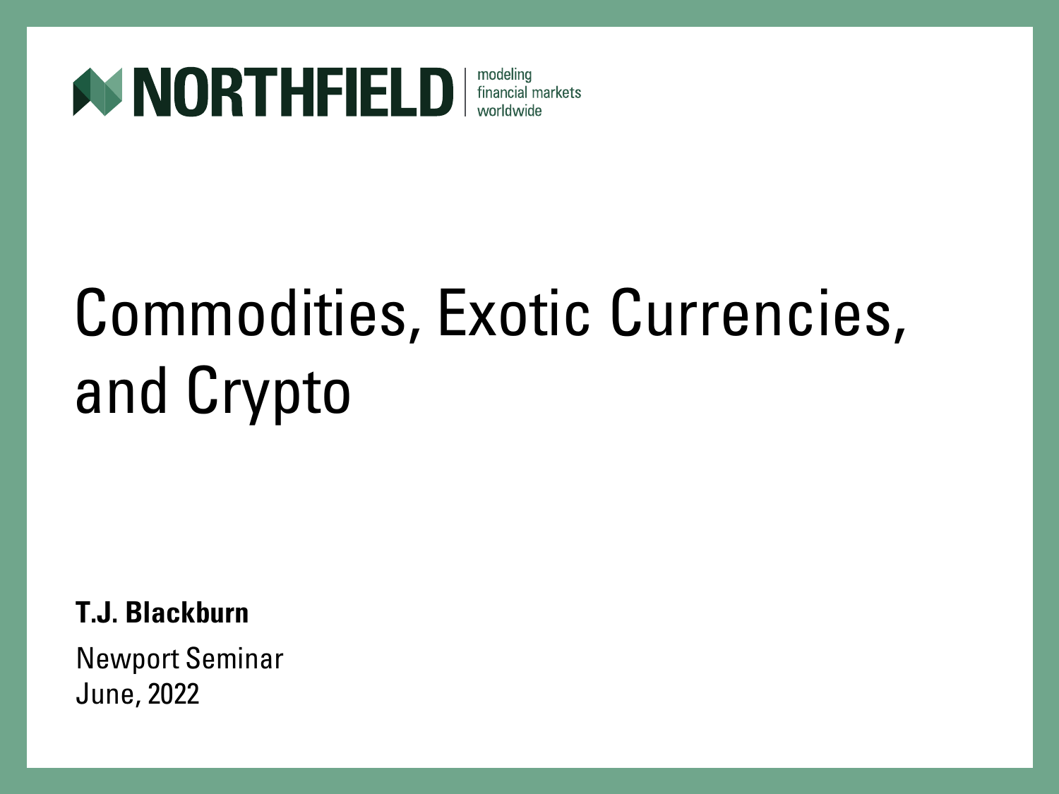**NORTHFIELD** | modeling financial markets worldwide

# Commodities, Exotic Currencies, and Crypto

**T.J. Blackburn**

Newport Seminar
June, 2022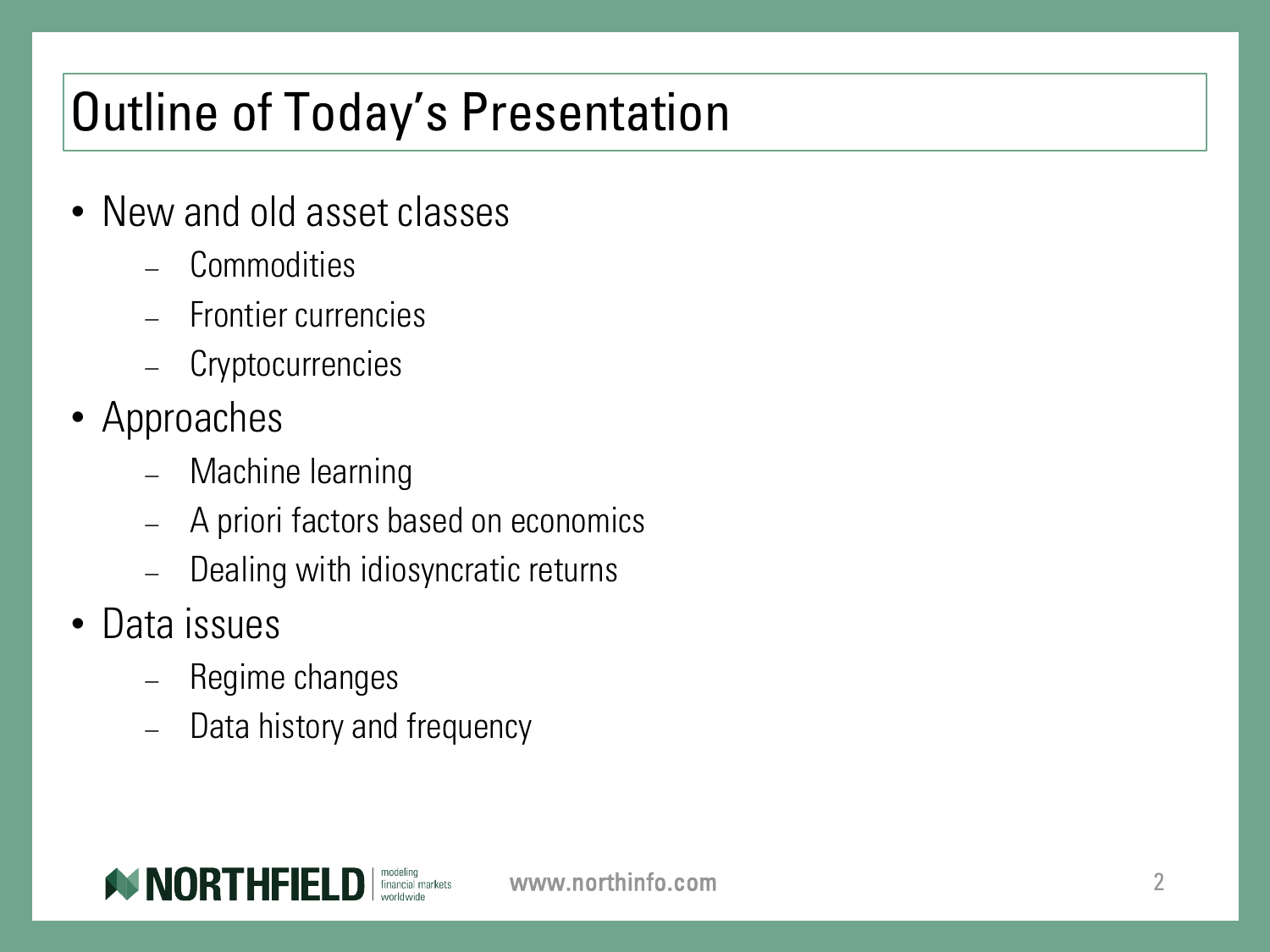# Outline of Today's Presentation

- New and old asset classes
  - Commodities
  - Frontier currencies
  - Cryptocurrencies
- Approaches
  - Machine learning
  - A priori factors based on economics
  - Dealing with idiosyncratic returns
- Data issues
  - Regime changes
  - Data history and frequency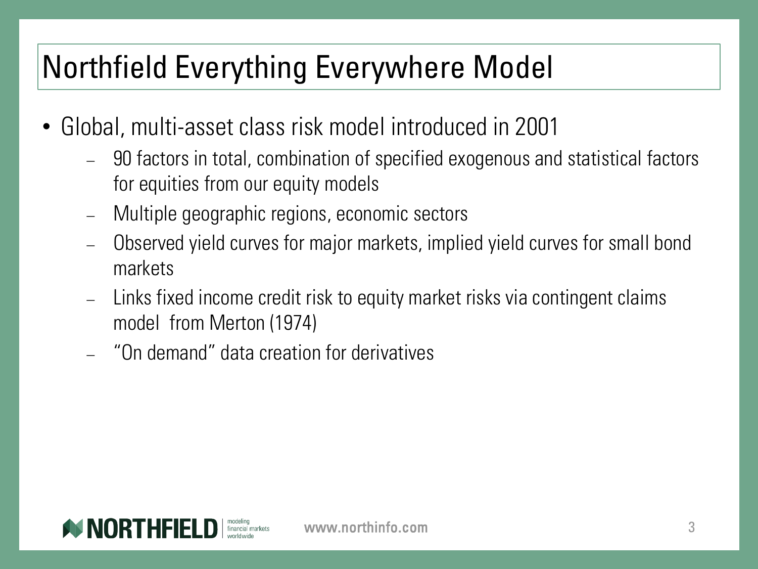# Northfield Everything Everywhere Model

- Global, multi-asset class risk model introduced in 2001
  - 90 factors in total, combination of specified exogenous and statistical factors for equities from our equity models
  - Multiple geographic regions, economic sectors
  - Observed yield curves for major markets, implied yield curves for small bond markets
  - Links fixed income credit risk to equity market risks via contingent claims model from Merton (1974)
  - "On demand" data creation for derivatives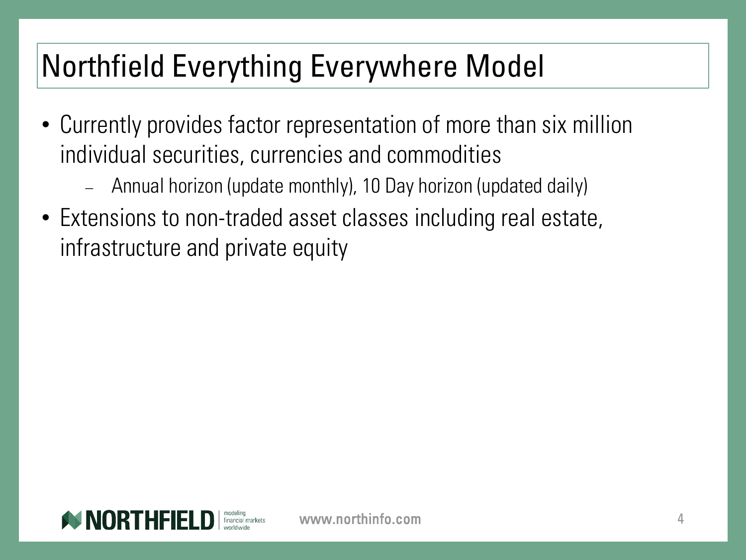# Northfield Everything Everywhere Model

- Currently provides factor representation of more than six million individual securities, currencies and commodities
  - Annual horizon (update monthly), 10 Day horizon (updated daily)
- Extensions to non-traded asset classes including real estate, infrastructure and private equity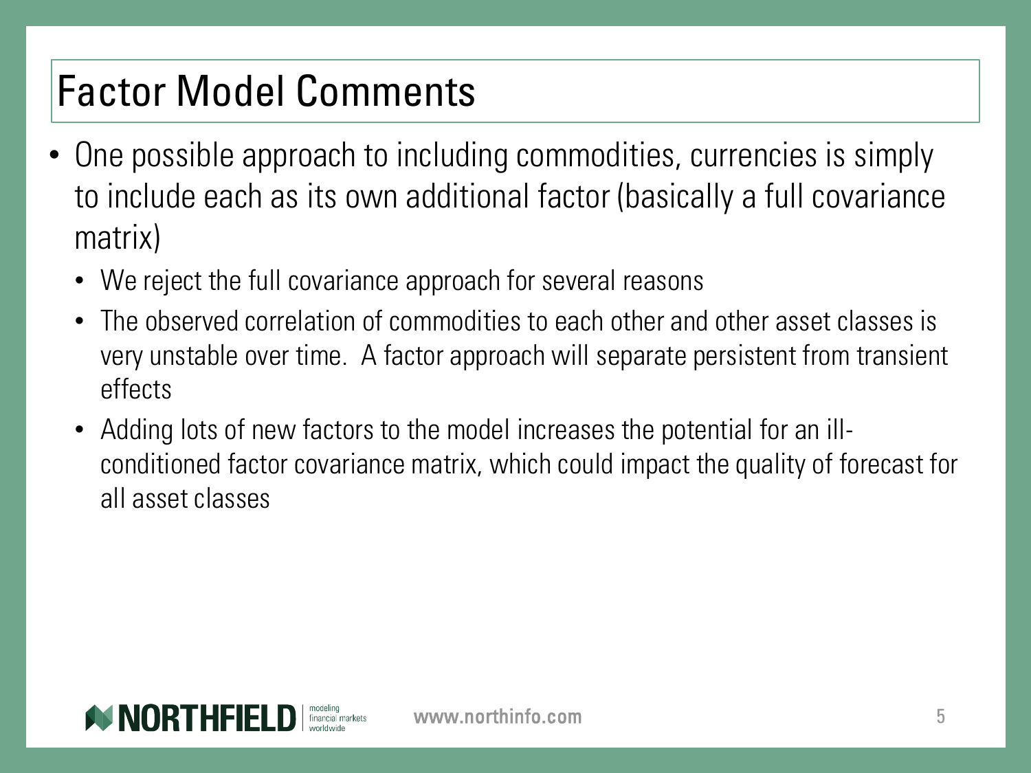# Factor Model Comments

- One possible approach to including commodities, currencies is simply to include each as its own additional factor (basically a full covariance matrix)
  - We reject the full covariance approach for several reasons
  - The observed correlation of commodities to each other and other asset classes is very unstable over time.  A factor approach will separate persistent from transient effects
  - Adding lots of new factors to the model increases the potential for an ill-conditioned factor covariance matrix, which could impact the quality of forecast for all asset classes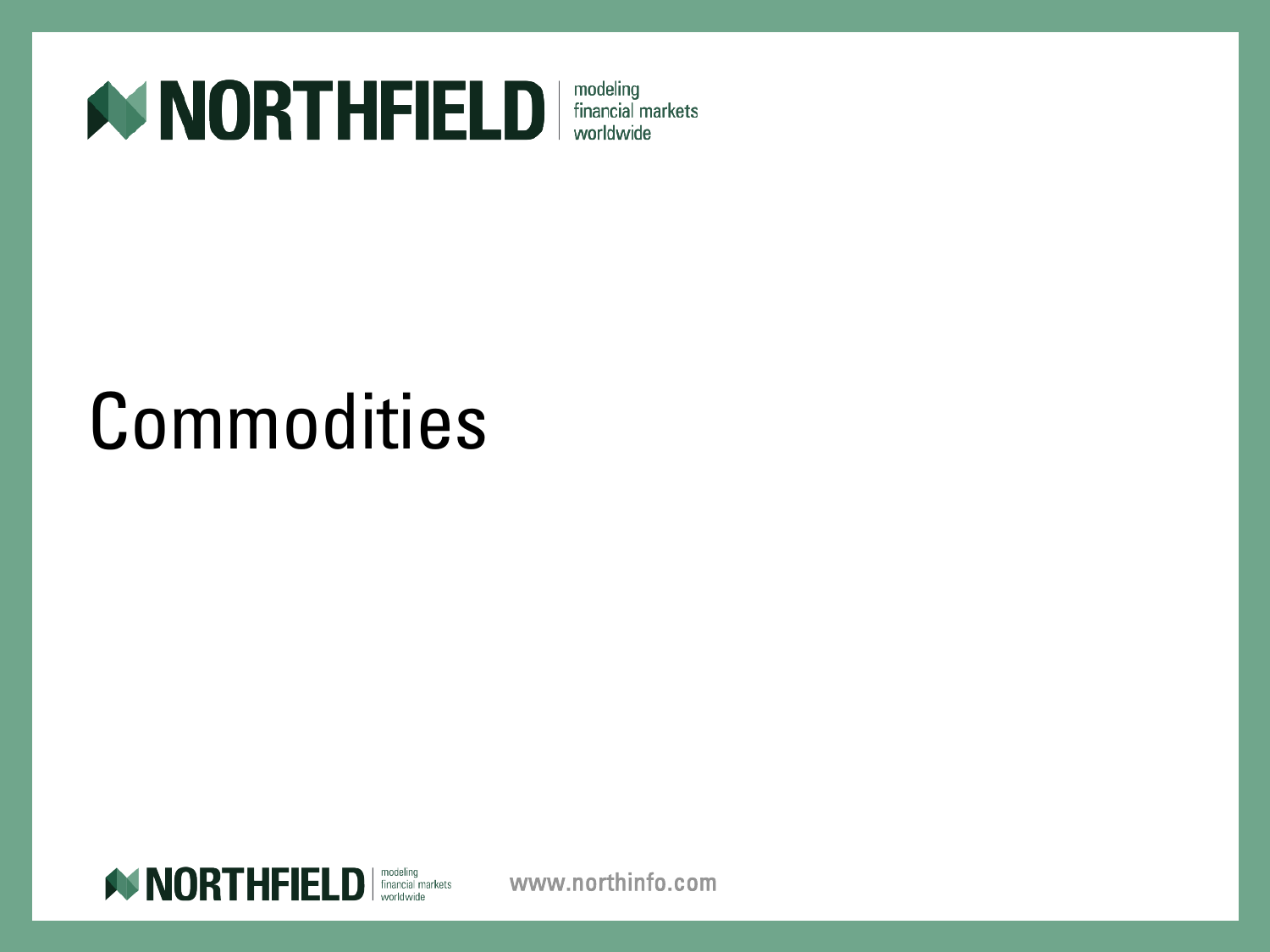# Commodities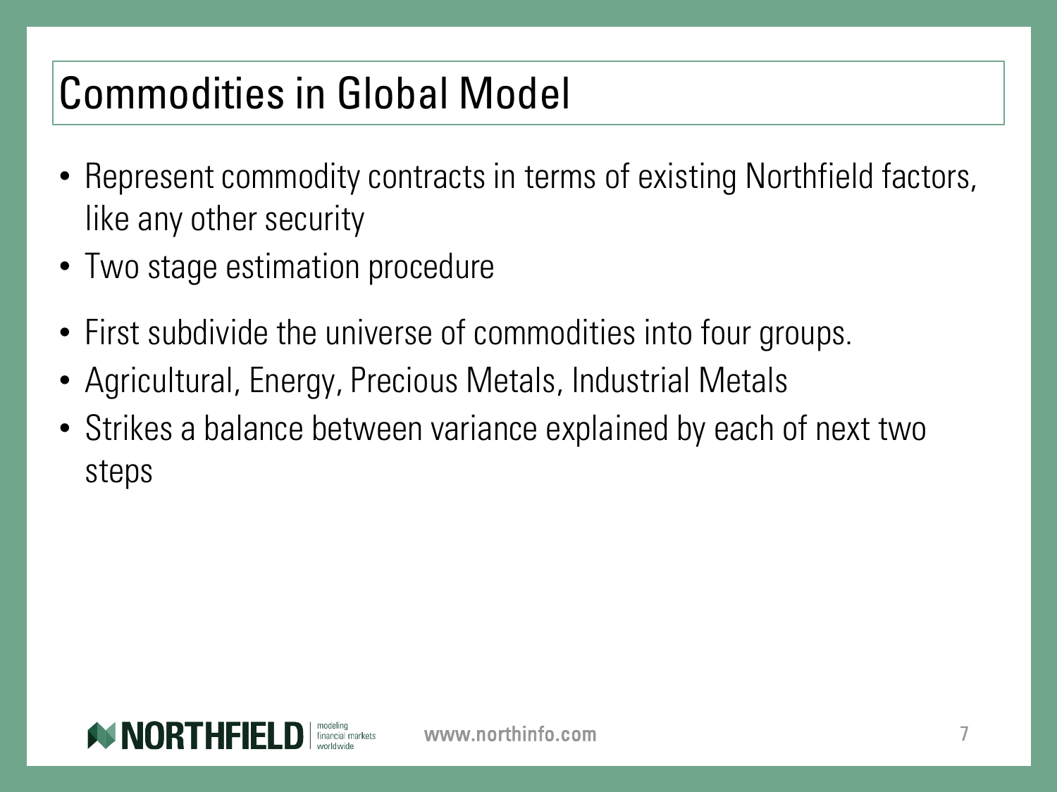# Commodities in Global Model

- Represent commodity contracts in terms of existing Northfield factors, like any other security
- Two stage estimation procedure
- First subdivide the universe of commodities into four groups.
- Agricultural, Energy, Precious Metals, Industrial Metals
- Strikes a balance between variance explained by each of next two steps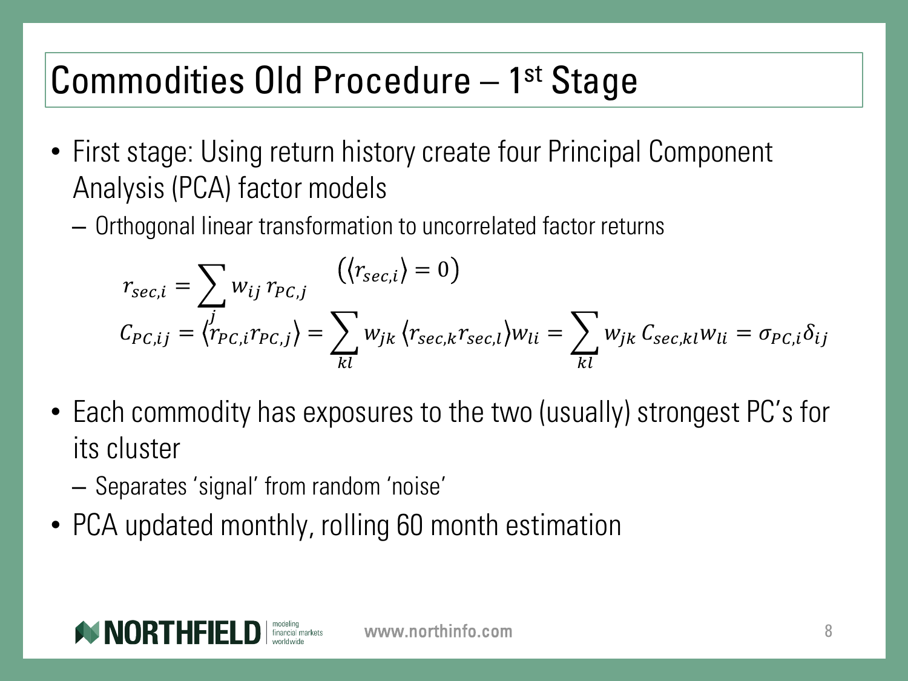# Commodities Old Procedure – 1st Stage

- First stage: Using return history create four Principal Component Analysis (PCA) factor models
  - Orthogonal linear transformation to uncorrelated factor returns

$$r_{sec,i} = \sum_j w_{ij}\, r_{PC,j} \qquad \left(\langle r_{sec,i}\rangle = 0\right)$$

$$C_{PC,ij} = \langle r_{PC,i} r_{PC,j}\rangle = \sum_{kl} w_{jk} \,\langle r_{sec,k} r_{sec,l}\rangle w_{li} = \sum_{kl} w_{jk}\, C_{sec,kl} w_{li} = \sigma_{PC,i}\delta_{ij}$$

- Each commodity has exposures to the two (usually) strongest PC's for its cluster
  - Separates 'signal' from random 'noise'
- PCA updated monthly, rolling 60 month estimation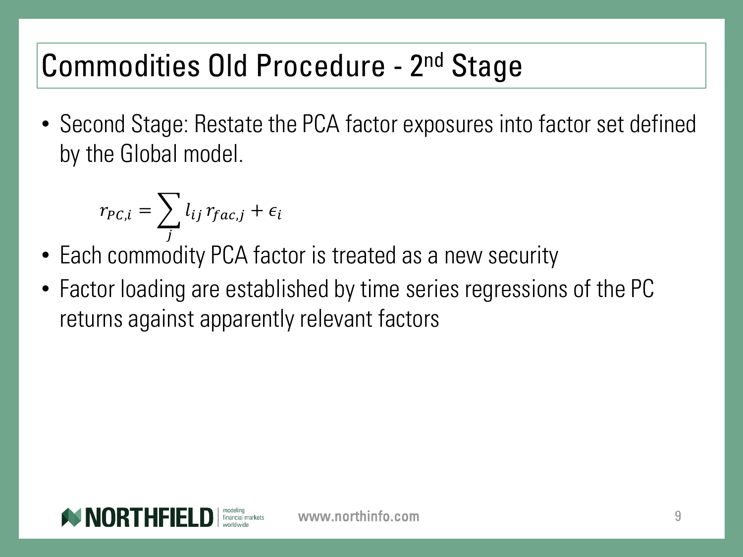# Commodities Old Procedure - 2nd Stage

- Second Stage: Restate the PCA factor exposures into factor set defined by the Global model.

$$r_{PC,i} = \sum_{j} l_{ij}\, r_{fac,j} + \epsilon_i$$

- Each commodity PCA factor is treated as a new security
- Factor loading are established by time series regressions of the PC returns against apparently relevant factors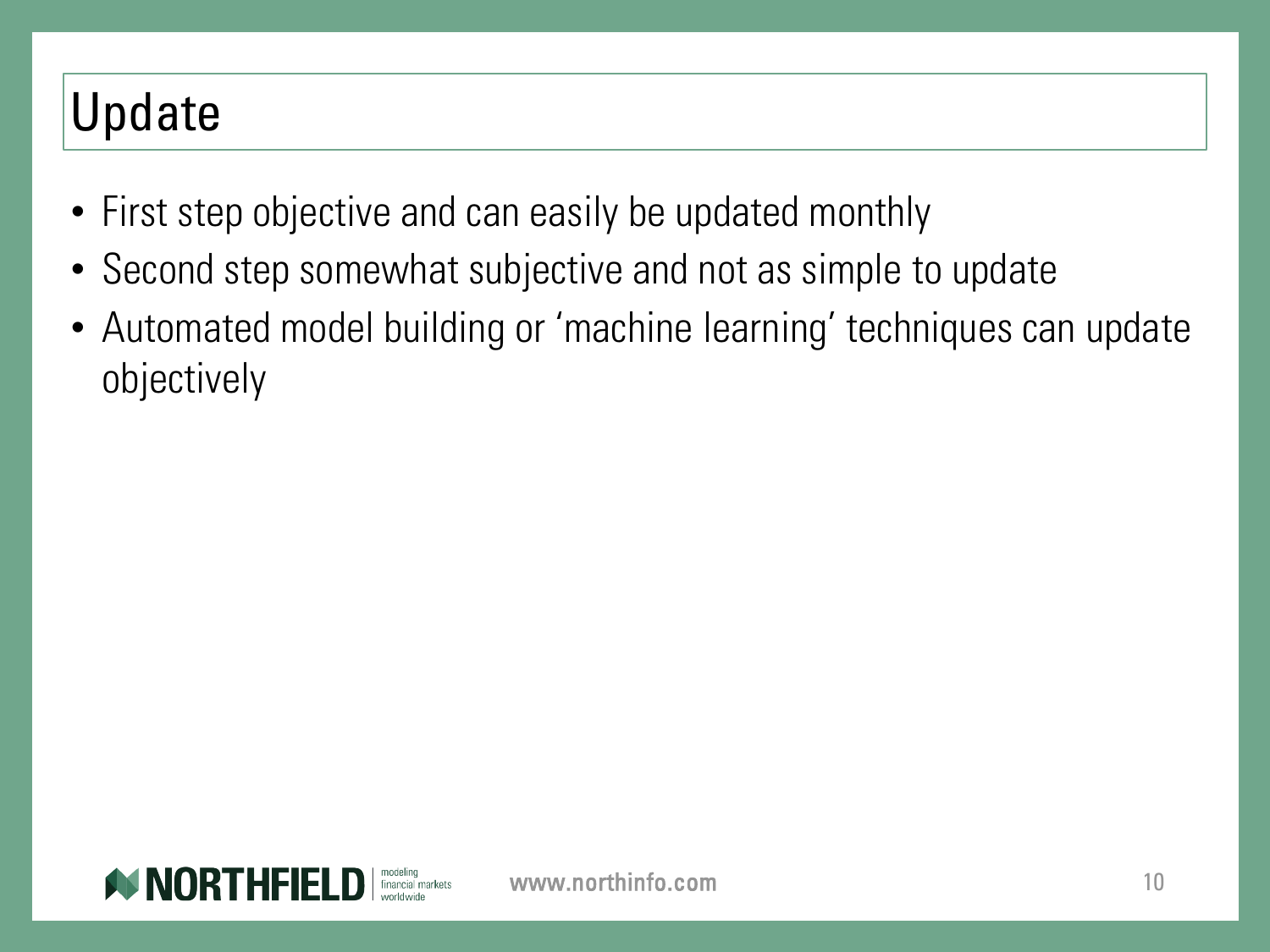# Update

- First step objective and can easily be updated monthly
- Second step somewhat subjective and not as simple to update
- Automated model building or 'machine learning' techniques can update objectively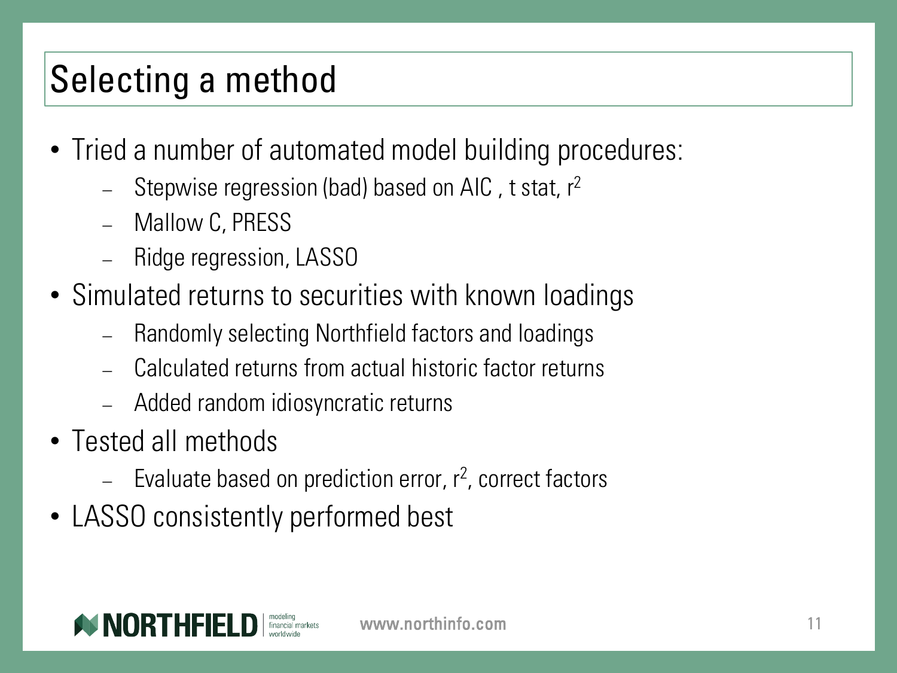# Selecting a method

- Tried a number of automated model building procedures:
  - Stepwise regression (bad) based on AIC , t stat, $r^2$
  - Mallow C, PRESS
  - Ridge regression, LASSO
- Simulated returns to securities with known loadings
  - Randomly selecting Northfield factors and loadings
  - Calculated returns from actual historic factor returns
  - Added random idiosyncratic returns
- Tested all methods
  - Evaluate based on prediction error, $r^2$, correct factors
- LASSO consistently performed best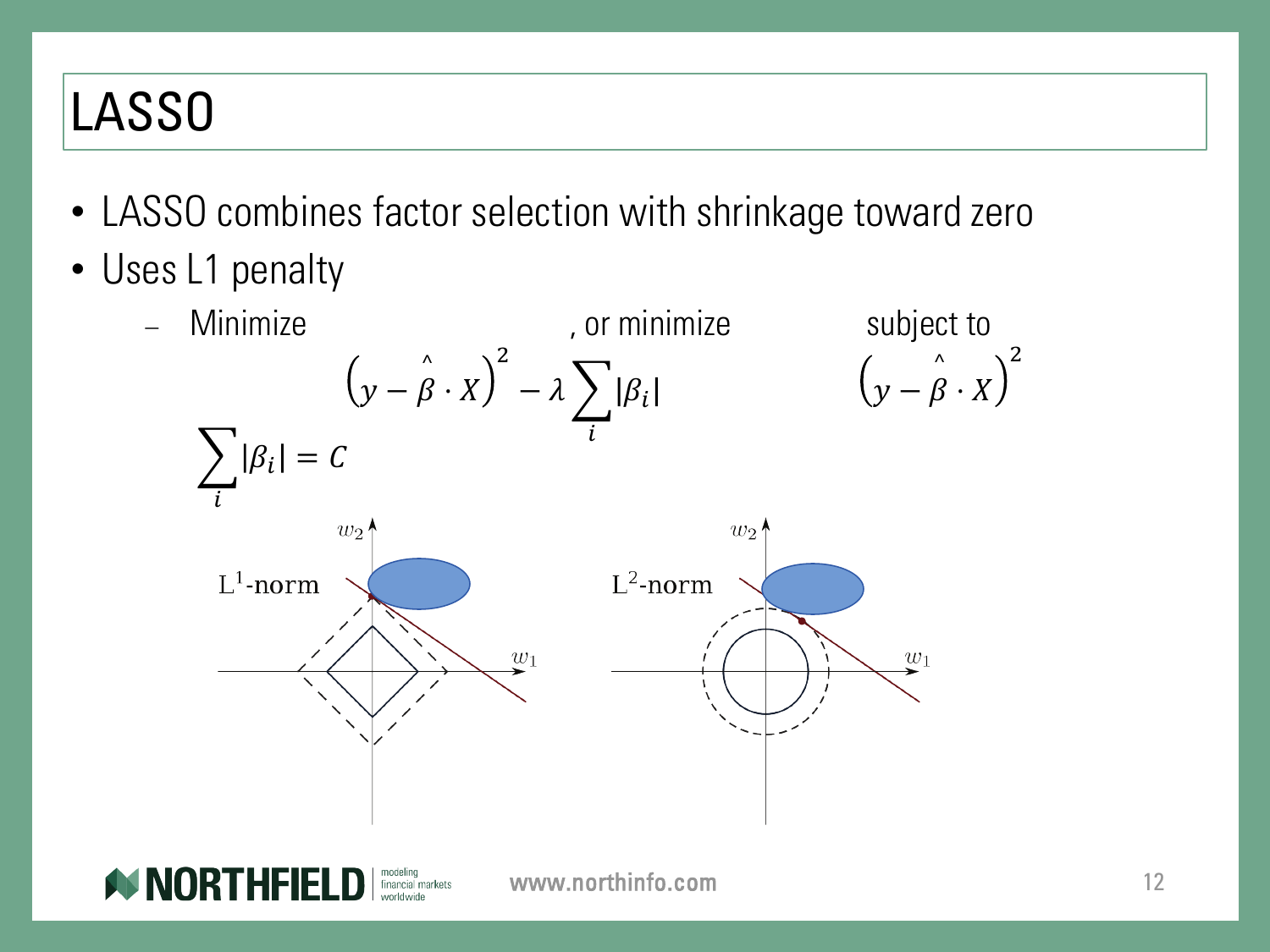# LASSO

- LASSO combines factor selection with shrinkage toward zero
- Uses L1 penalty
  - Minimize $\left(y - \hat{\beta} \cdot X\right)^2 - \lambda \sum_i |\beta_i|$, or minimize $\left(y - \hat{\beta} \cdot X\right)^2$ subject to $\sum_i |\beta_i| = C$

L$^1$-norm

L$^2$-norm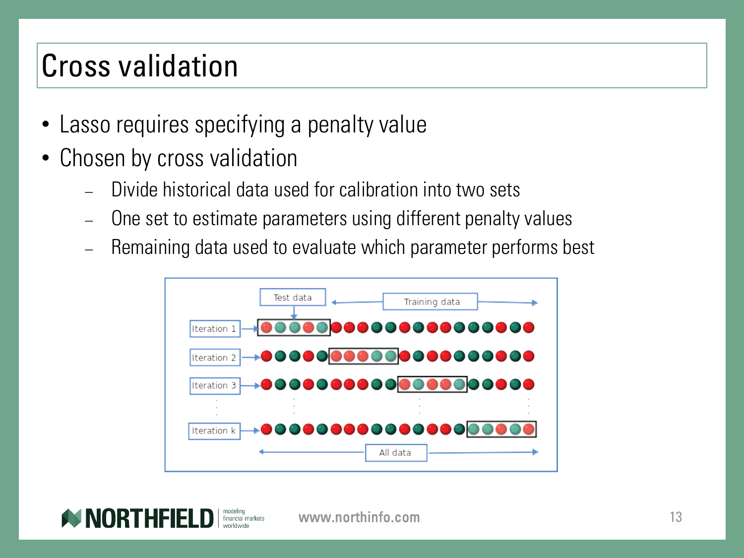# Cross validation

- Lasso requires specifying a penalty value
- Chosen by cross validation
  - Divide historical data used for calibration into two sets
  - One set to estimate parameters using different penalty values
  - Remaining data used to evaluate which parameter performs best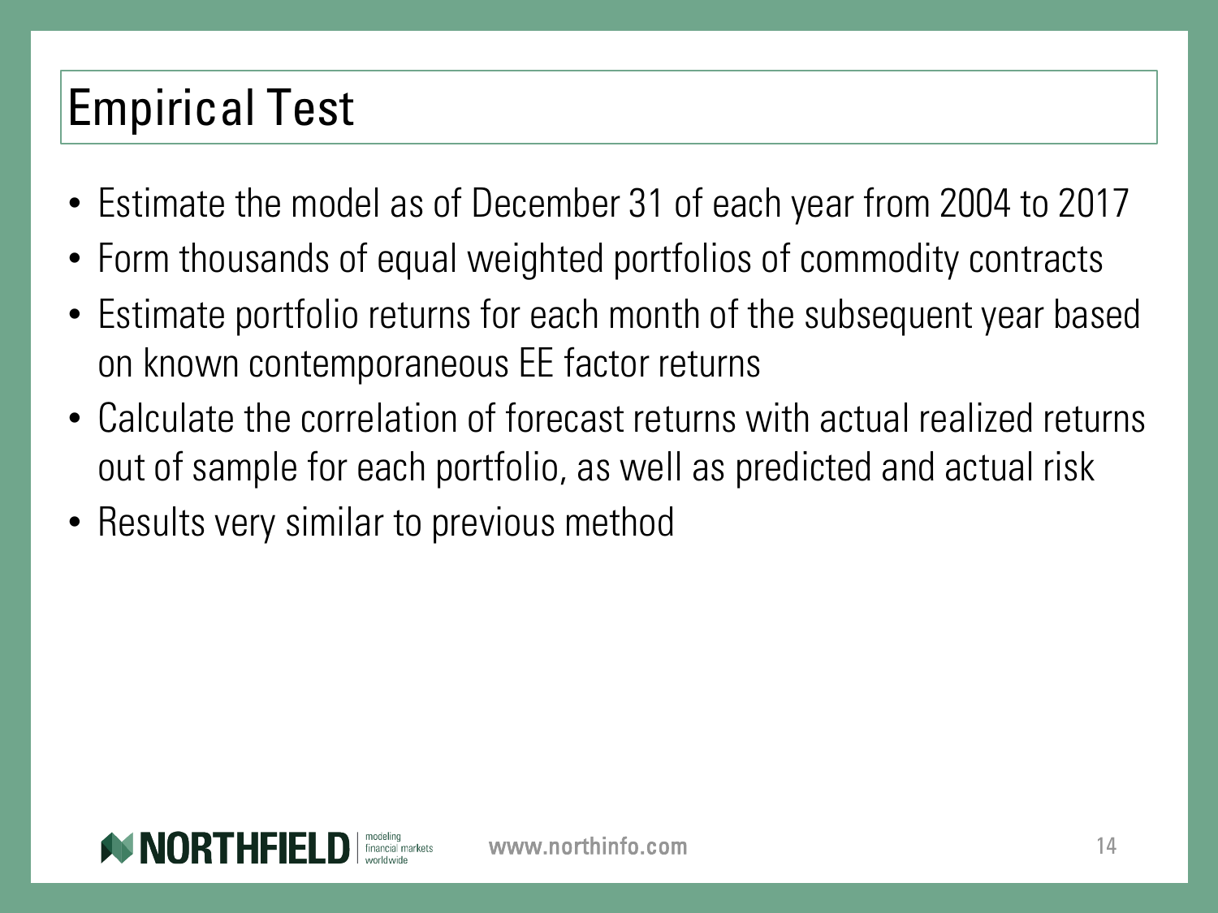# Empirical Test

- Estimate the model as of December 31 of each year from 2004 to 2017
- Form thousands of equal weighted portfolios of commodity contracts
- Estimate portfolio returns for each month of the subsequent year based on known contemporaneous EE factor returns
- Calculate the correlation of forecast returns with actual realized returns out of sample for each portfolio, as well as predicted and actual risk
- Results very similar to previous method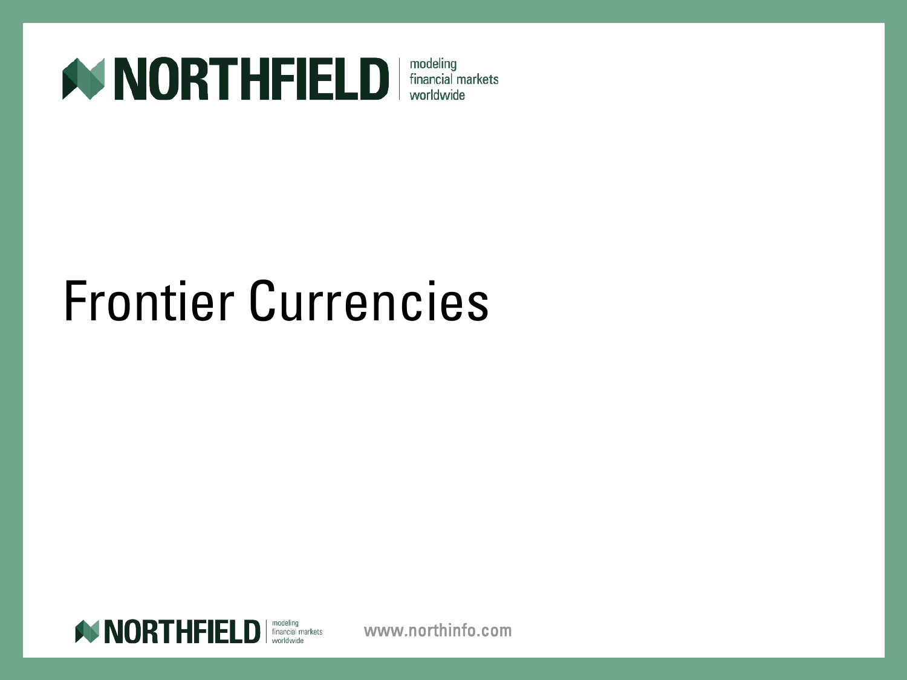# Frontier Currencies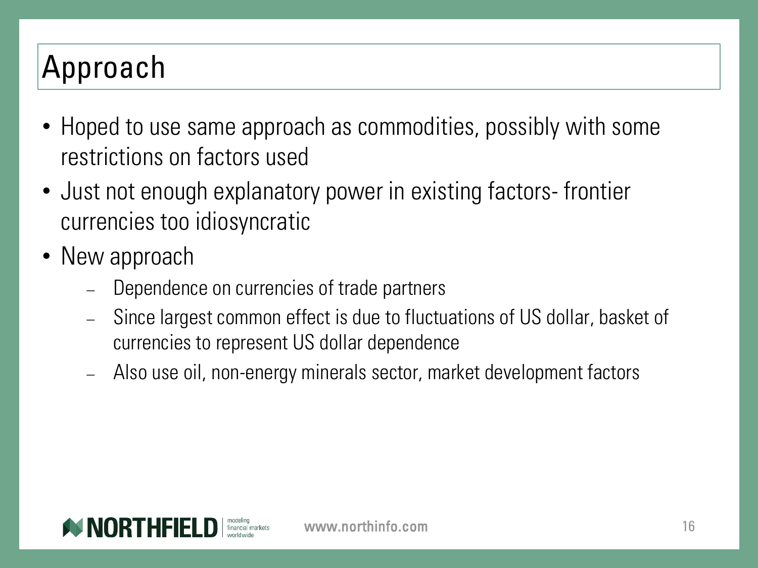# Approach

- Hoped to use same approach as commodities, possibly with some restrictions on factors used
- Just not enough explanatory power in existing factors- frontier currencies too idiosyncratic
- New approach
  - Dependence on currencies of trade partners
  - Since largest common effect is due to fluctuations of US dollar, basket of currencies to represent US dollar dependence
  - Also use oil, non-energy minerals sector, market development factors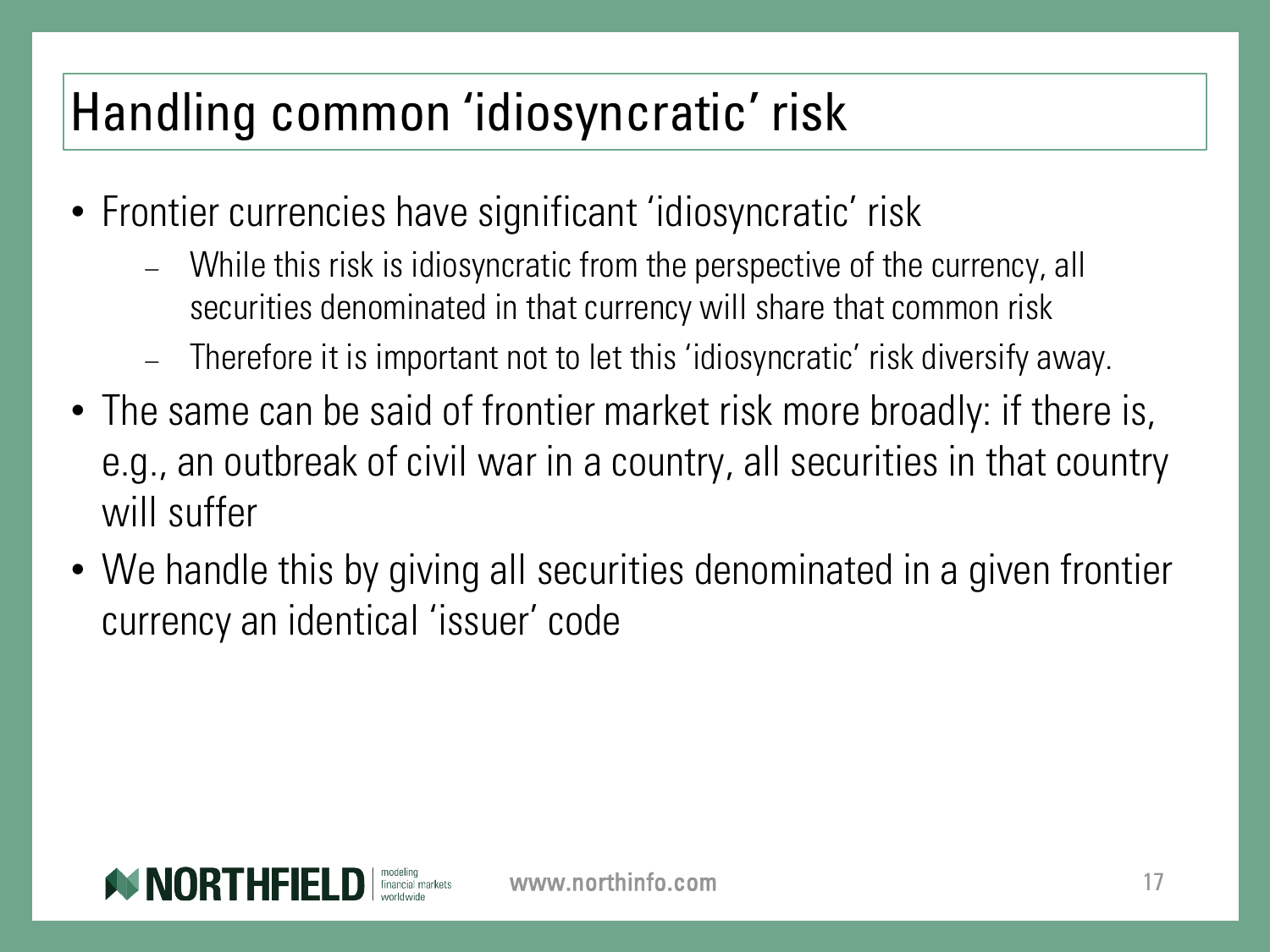# Handling common 'idiosyncratic' risk

- Frontier currencies have significant 'idiosyncratic' risk
  - While this risk is idiosyncratic from the perspective of the currency, all securities denominated in that currency will share that common risk
  - Therefore it is important not to let this 'idiosyncratic' risk diversify away.
- The same can be said of frontier market risk more broadly: if there is, e.g., an outbreak of civil war in a country, all securities in that country will suffer
- We handle this by giving all securities denominated in a given frontier currency an identical 'issuer' code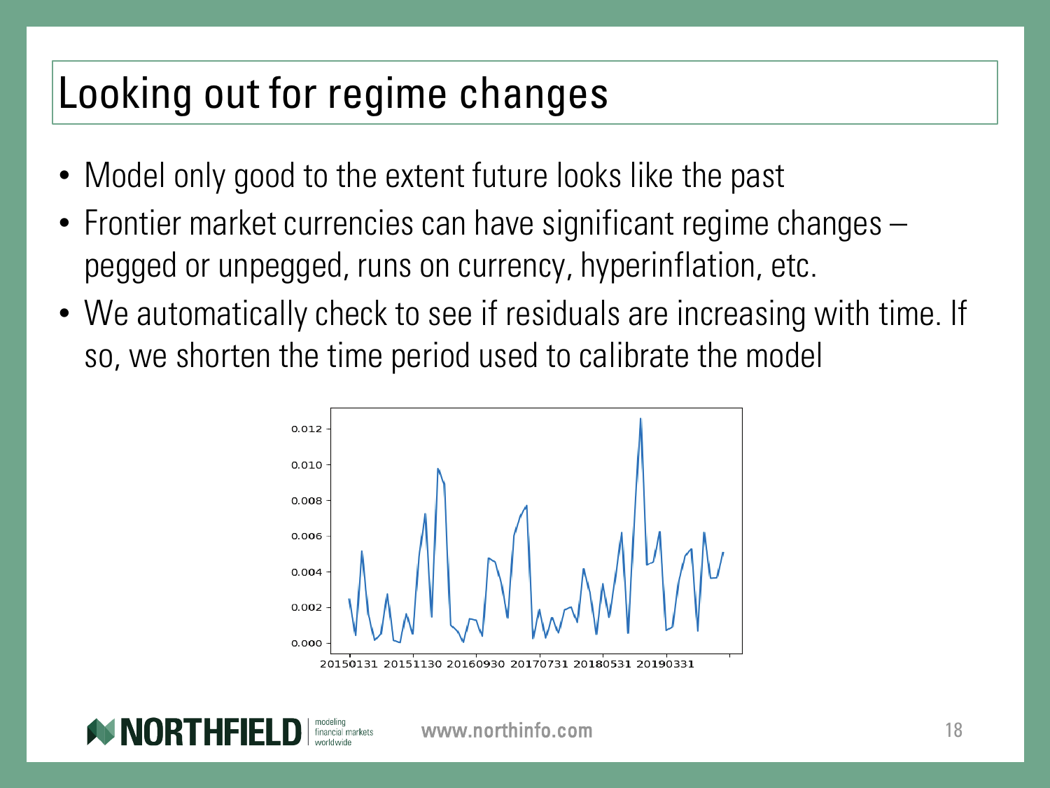# Looking out for regime changes

- Model only good to the extent future looks like the past
- Frontier market currencies can have significant regime changes – pegged or unpegged, runs on currency, hyperinflation, etc.
- We automatically check to see if residuals are increasing with time. If so, we shorten the time period used to calibrate the model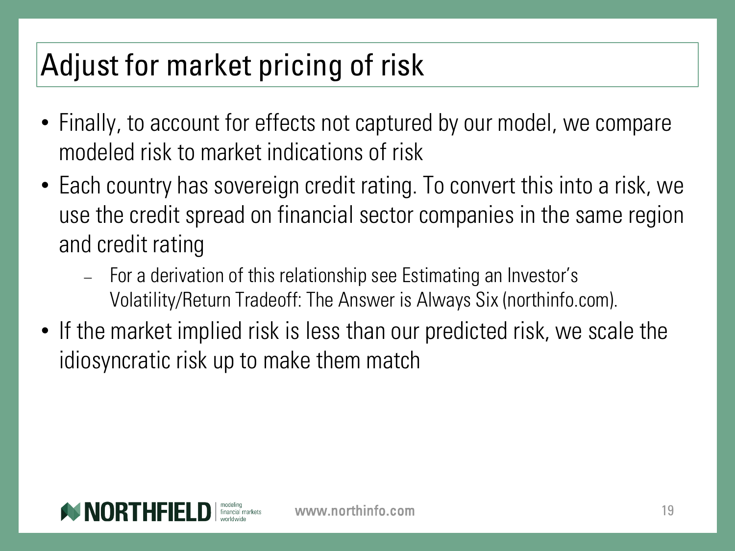# Adjust for market pricing of risk

- Finally, to account for effects not captured by our model, we compare modeled risk to market indications of risk
- Each country has sovereign credit rating. To convert this into a risk, we use the credit spread on financial sector companies in the same region and credit rating
  - For a derivation of this relationship see Estimating an Investor's Volatility/Return Tradeoff: The Answer is Always Six (northinfo.com).
- If the market implied risk is less than our predicted risk, we scale the idiosyncratic risk up to make them match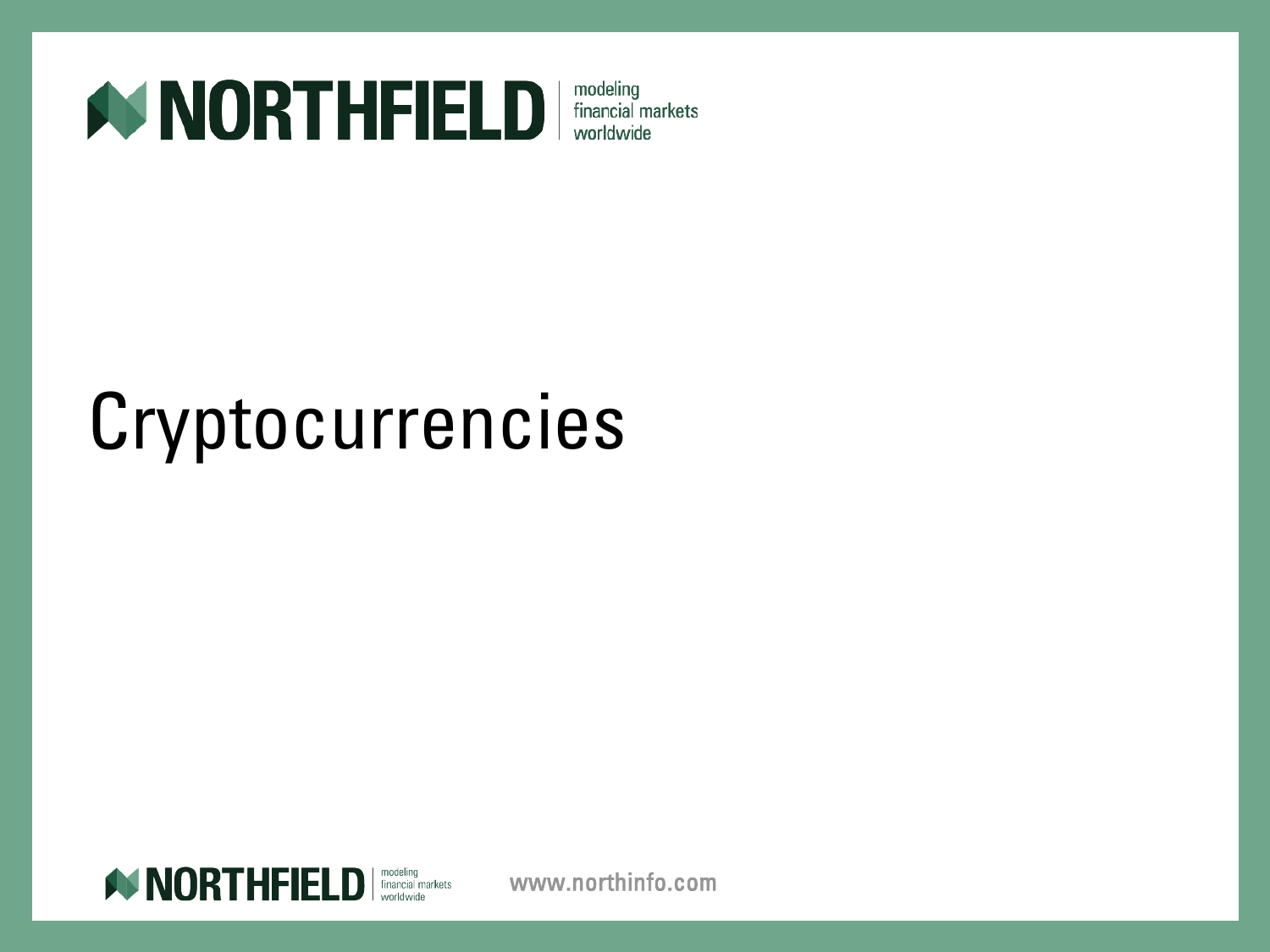# Cryptocurrencies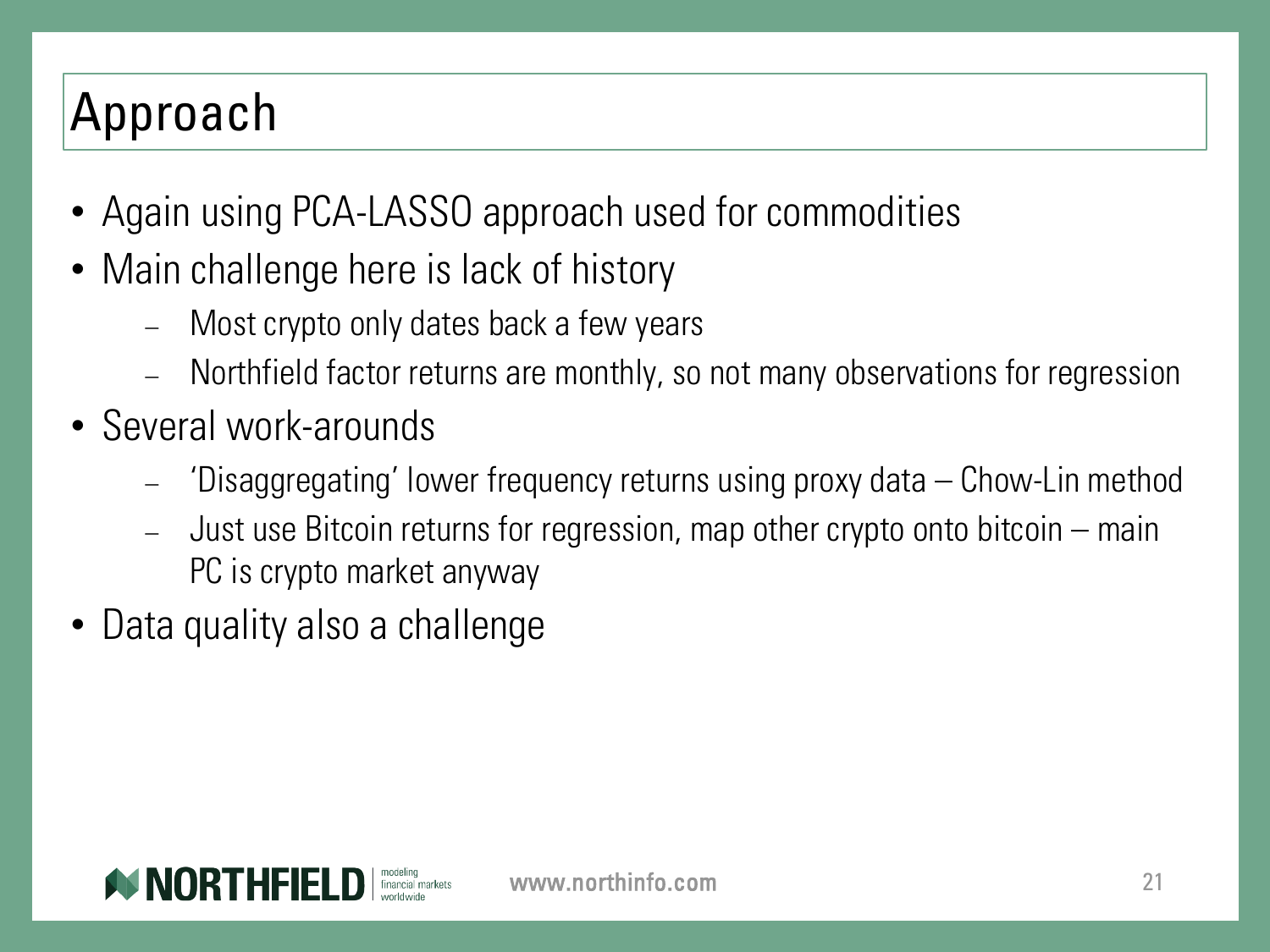# Approach

- Again using PCA-LASSO approach used for commodities
- Main challenge here is lack of history
  - Most crypto only dates back a few years
  - Northfield factor returns are monthly, so not many observations for regression
- Several work-arounds
  - 'Disaggregating' lower frequency returns using proxy data – Chow-Lin method
  - Just use Bitcoin returns for regression, map other crypto onto bitcoin – main PC is crypto market anyway
- Data quality also a challenge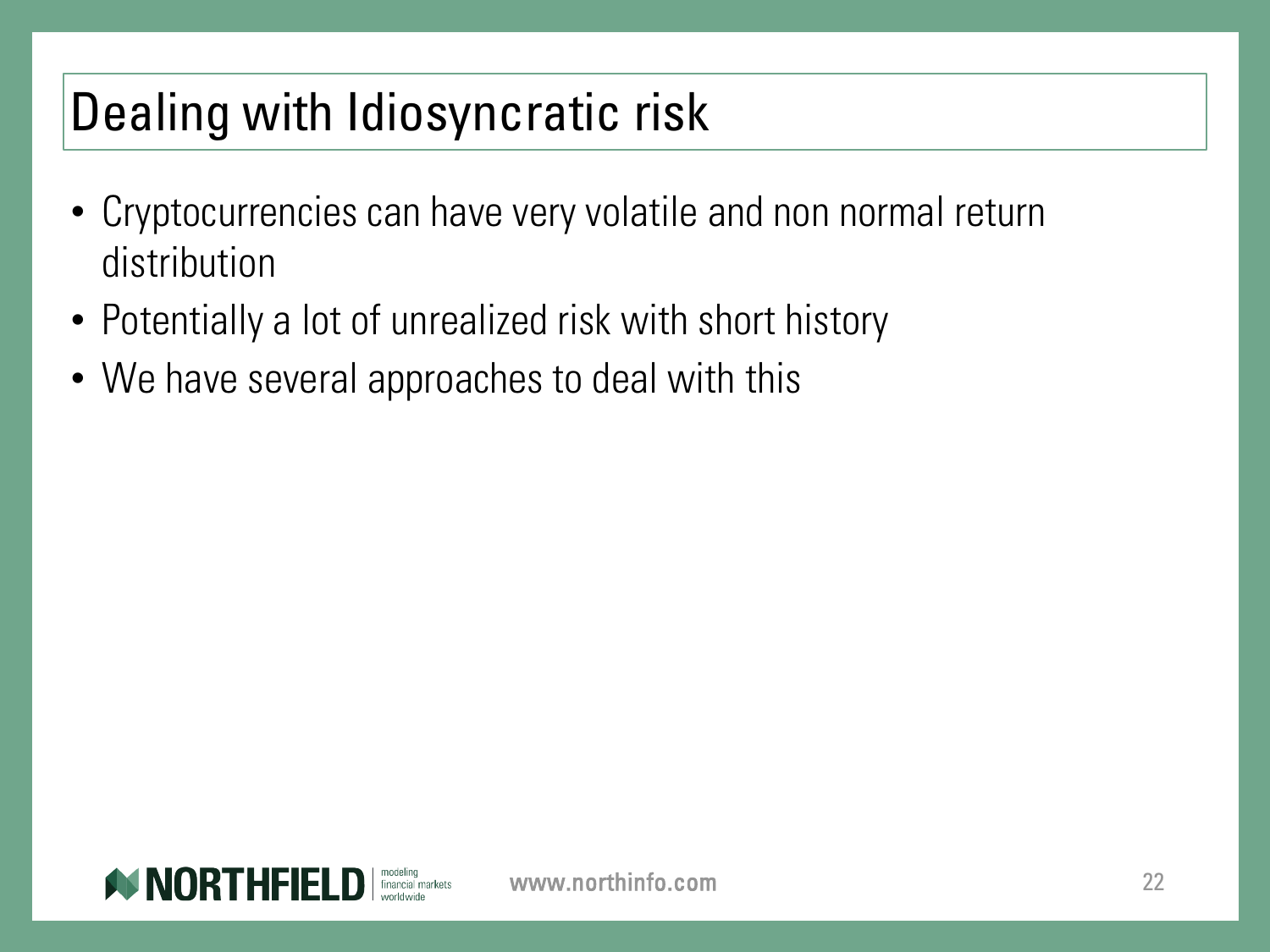# Dealing with Idiosyncratic risk

- Cryptocurrencies can have very volatile and non normal return distribution
- Potentially a lot of unrealized risk with short history
- We have several approaches to deal with this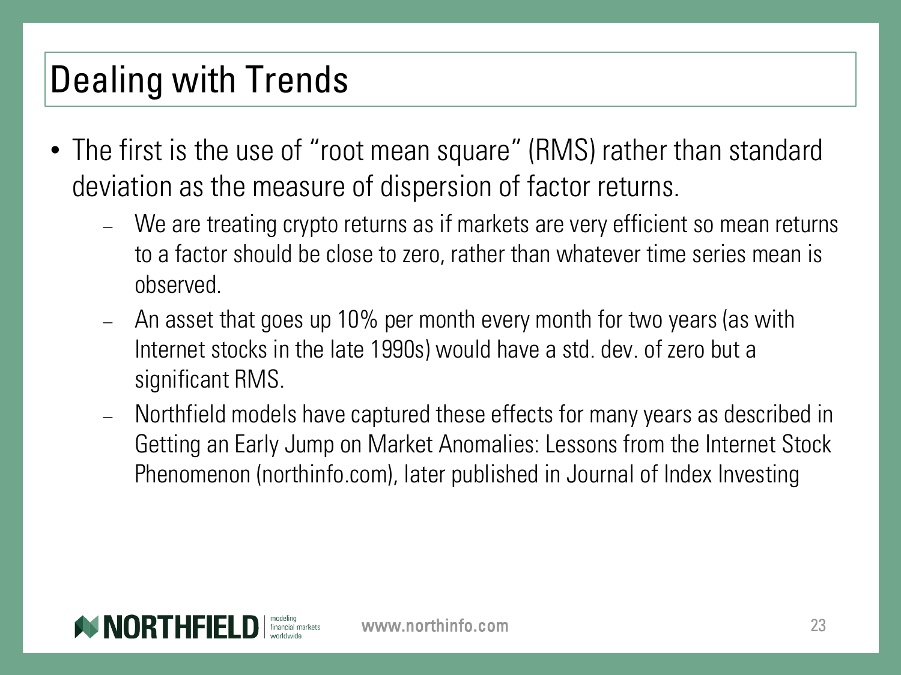# Dealing with Trends

- The first is the use of "root mean square" (RMS) rather than standard deviation as the measure of dispersion of factor returns.
  - We are treating crypto returns as if markets are very efficient so mean returns to a factor should be close to zero, rather than whatever time series mean is observed.
  - An asset that goes up 10% per month every month for two years (as with Internet stocks in the late 1990s) would have a std. dev. of zero but a significant RMS.
  - Northfield models have captured these effects for many years as described in Getting an Early Jump on Market Anomalies: Lessons from the Internet Stock Phenomenon (northinfo.com), later published in Journal of Index Investing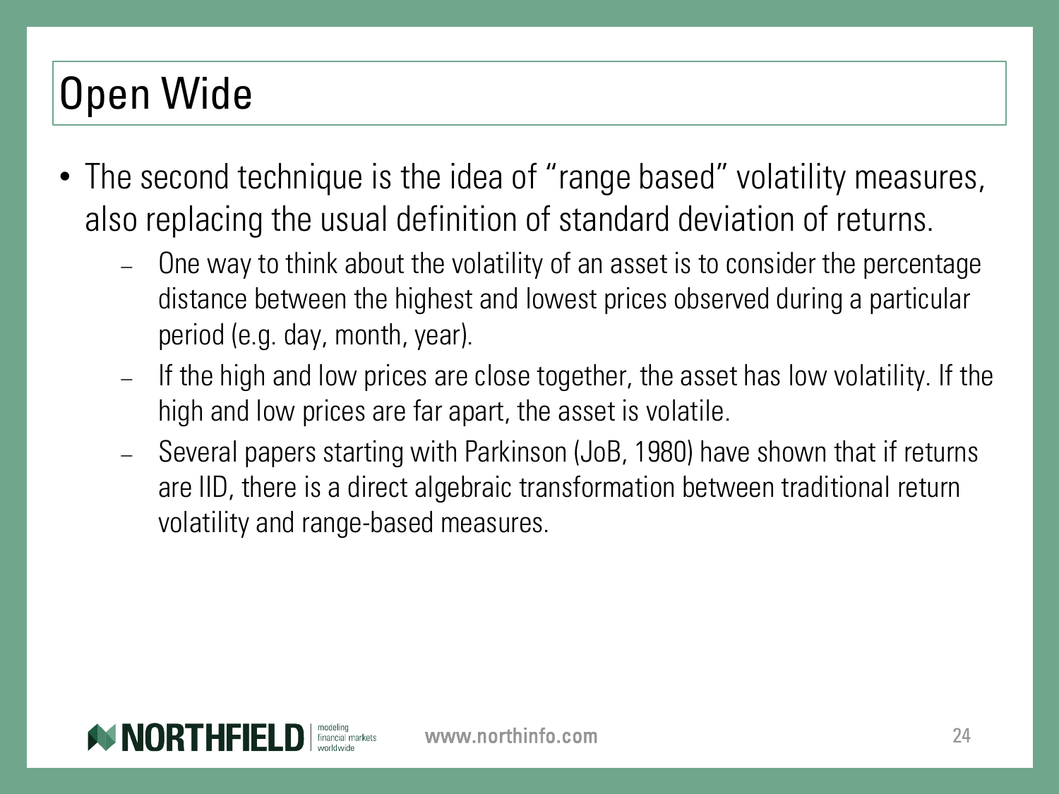# Open Wide

- The second technique is the idea of “range based” volatility measures, also replacing the usual definition of standard deviation of returns.
  - One way to think about the volatility of an asset is to consider the percentage distance between the highest and lowest prices observed during a particular period (e.g. day, month, year).
  - If the high and low prices are close together, the asset has low volatility. If the high and low prices are far apart, the asset is volatile.
  - Several papers starting with Parkinson (JoB, 1980) have shown that if returns are IID, there is a direct algebraic transformation between traditional return volatility and range-based measures.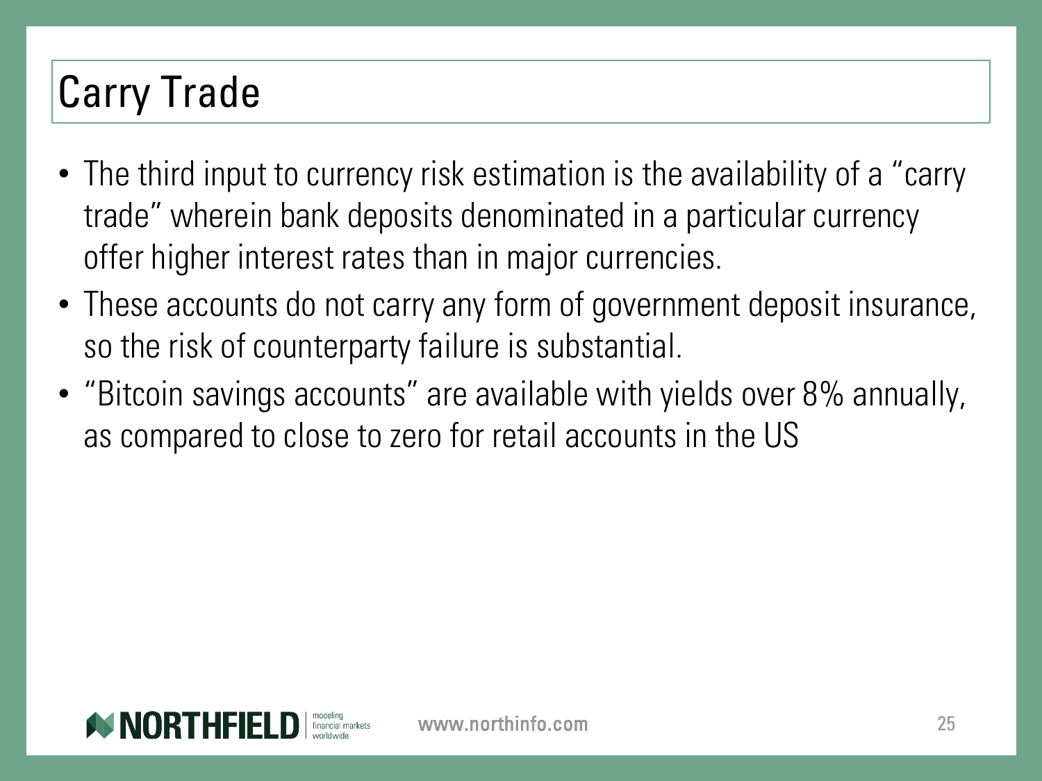# Carry Trade

- The third input to currency risk estimation is the availability of a "carry trade" wherein bank deposits denominated in a particular currency offer higher interest rates than in major currencies.
- These accounts do not carry any form of government deposit insurance, so the risk of counterparty failure is substantial.
- "Bitcoin savings accounts" are available with yields over 8% annually, as compared to close to zero for retail accounts in the US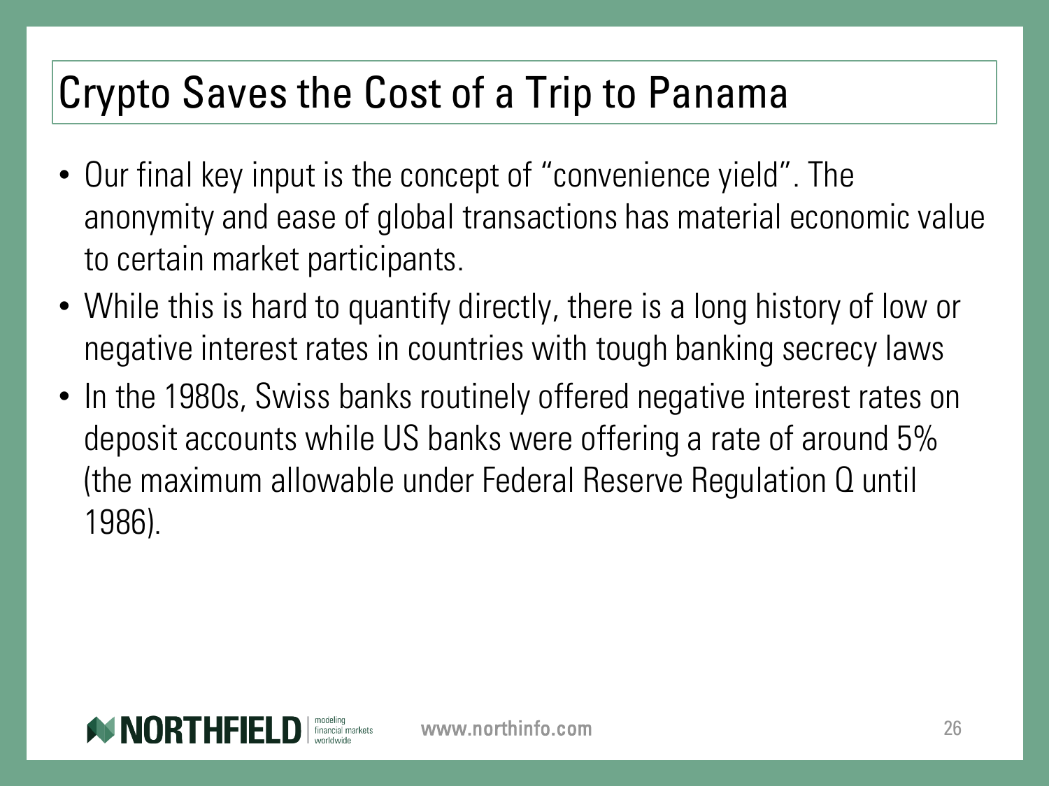# Crypto Saves the Cost of a Trip to Panama

- Our final key input is the concept of "convenience yield". The anonymity and ease of global transactions has material economic value to certain market participants.
- While this is hard to quantify directly, there is a long history of low or negative interest rates in countries with tough banking secrecy laws
- In the 1980s, Swiss banks routinely offered negative interest rates on deposit accounts while US banks were offering a rate of around 5% (the maximum allowable under Federal Reserve Regulation Q until 1986).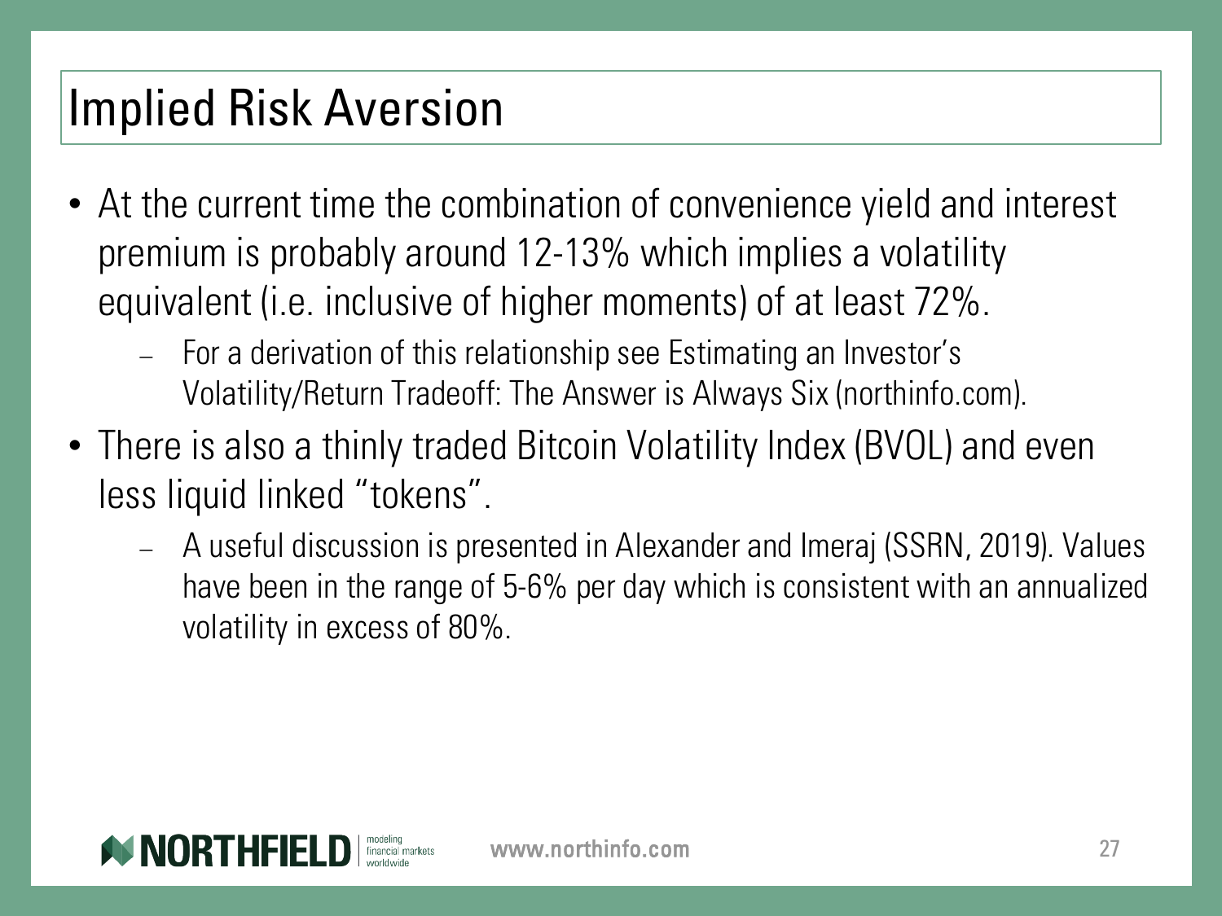# Implied Risk Aversion

- At the current time the combination of convenience yield and interest premium is probably around 12-13% which implies a volatility equivalent (i.e. inclusive of higher moments) of at least 72%.
  - For a derivation of this relationship see Estimating an Investor's Volatility/Return Tradeoff: The Answer is Always Six (northinfo.com).
- There is also a thinly traded Bitcoin Volatility Index (BVOL) and even less liquid linked "tokens".
  - A useful discussion is presented in Alexander and Imeraj (SSRN, 2019). Values have been in the range of 5-6% per day which is consistent with an annualized volatility in excess of 80%.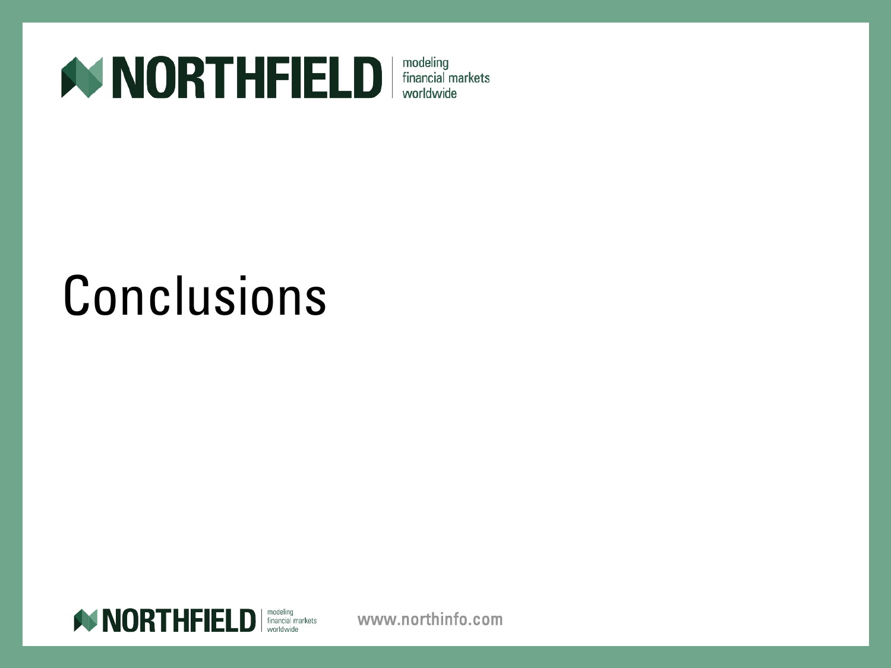# Conclusions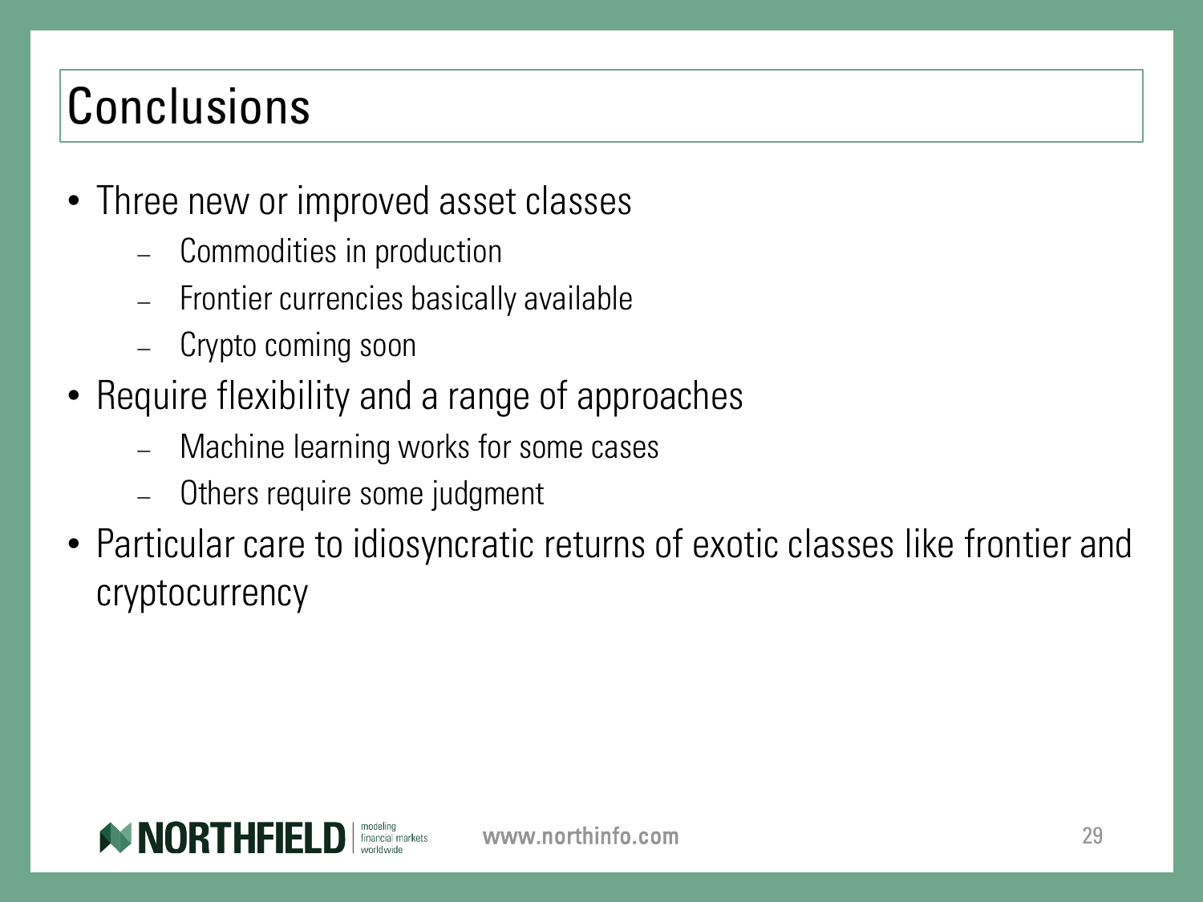# Conclusions

- Three new or improved asset classes
  - Commodities in production
  - Frontier currencies basically available
  - Crypto coming soon
- Require flexibility and a range of approaches
  - Machine learning works for some cases
  - Others require some judgment
- Particular care to idiosyncratic returns of exotic classes like frontier and cryptocurrency